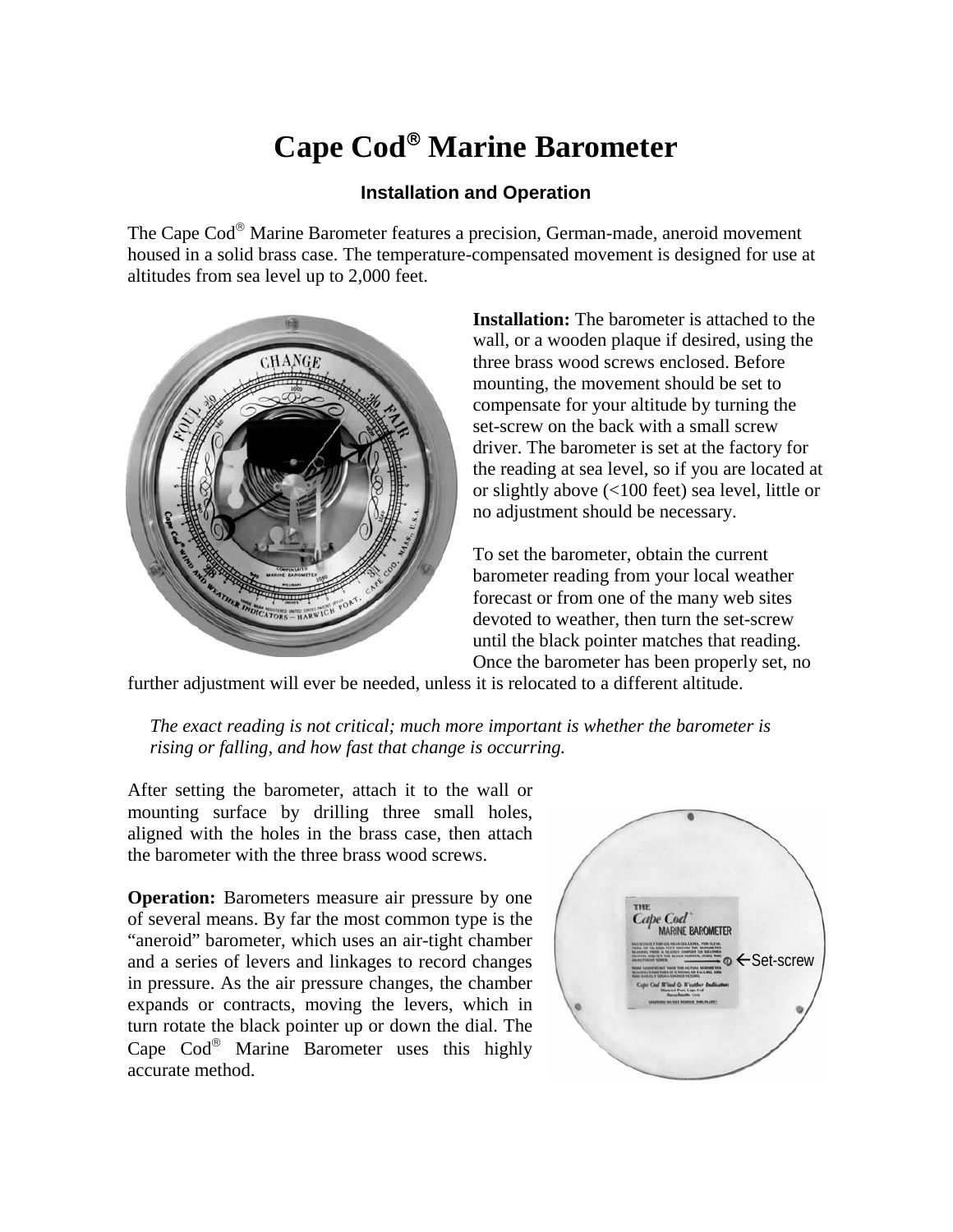# Cape Cod® Marine Barometer

## Installation and Operation

The Cape Cod® Marine Barometer features a precision, German-made, aneroid movement housed in a solid brass case. The temperature-compensated movement is designed for use at altitudes from sea level up to 2,000 feet.

**Installation:** The barometer is attached to the wall, or a wooden plaque if desired, using the three brass wood screws enclosed. Before mounting, the movement should be set to compensate for your altitude by turning the set-screw on the back with a small screw driver. The barometer is set at the factory for the reading at sea level, so if you are located at or slightly above (<100 feet) sea level, little or no adjustment should be necessary.

To set the barometer, obtain the current barometer reading from your local weather forecast or from one of the many web sites devoted to weather, then turn the set-screw until the black pointer matches that reading. Once the barometer has been properly set, no further adjustment will ever be needed, unless it is relocated to a different altitude.

> *The exact reading is not critical; much more important is whether the barometer is rising or falling, and how fast that change is occurring.*

After setting the barometer, attach it to the wall or mounting surface by drilling three small holes, aligned with the holes in the brass case, then attach the barometer with the three brass wood screws.

**Operation:** Barometers measure air pressure by one of several means. By far the most common type is the "aneroid" barometer, which uses an air-tight chamber and a series of levers and linkages to record changes in pressure. As the air pressure changes, the chamber expands or contracts, moving the levers, which in turn rotate the black pointer up or down the dial. The Cape Cod® Marine Barometer uses this highly accurate method.

←Set-screw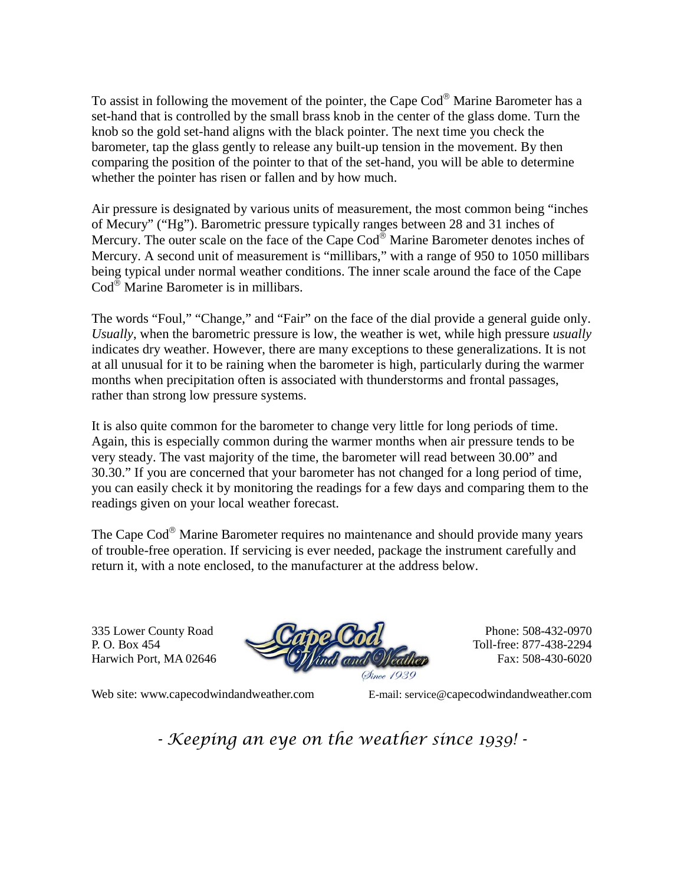To assist in following the movement of the pointer, the Cape Cod® Marine Barometer has a set-hand that is controlled by the small brass knob in the center of the glass dome. Turn the knob so the gold set-hand aligns with the black pointer. The next time you check the barometer, tap the glass gently to release any built-up tension in the movement. By then comparing the position of the pointer to that of the set-hand, you will be able to determine whether the pointer has risen or fallen and by how much.

Air pressure is designated by various units of measurement, the most common being "inches of Mecury" ("Hg"). Barometric pressure typically ranges between 28 and 31 inches of Mercury. The outer scale on the face of the Cape Cod® Marine Barometer denotes inches of Mercury. A second unit of measurement is "millibars," with a range of 950 to 1050 millibars being typical under normal weather conditions. The inner scale around the face of the Cape Cod® Marine Barometer is in millibars.

The words "Foul," "Change," and "Fair" on the face of the dial provide a general guide only. *Usually*, when the barometric pressure is low, the weather is wet, while high pressure *usually* indicates dry weather. However, there are many exceptions to these generalizations. It is not at all unusual for it to be raining when the barometer is high, particularly during the warmer months when precipitation often is associated with thunderstorms and frontal passages, rather than strong low pressure systems.

It is also quite common for the barometer to change very little for long periods of time. Again, this is especially common during the warmer months when air pressure tends to be very steady. The vast majority of the time, the barometer will read between 30.00" and 30.30." If you are concerned that your barometer has not changed for a long period of time, you can easily check it by monitoring the readings for a few days and comparing them to the readings given on your local weather forecast.

The Cape Cod® Marine Barometer requires no maintenance and should provide many years of trouble-free operation. If servicing is ever needed, package the instrument carefully and return it, with a note enclosed, to the manufacturer at the address below.

335 Lower County Road
P. O. Box 454
Harwich Port, MA 02646

Cape Cod Wind and Weather
Since 1939

Phone: 508-432-0970
Toll-free: 877-438-2294
Fax: 508-430-6020

Web site: www.capecodwindandweather.com

E-mail: service@capecodwindandweather.com

*- Keeping an eye on the weather since 1939! -*